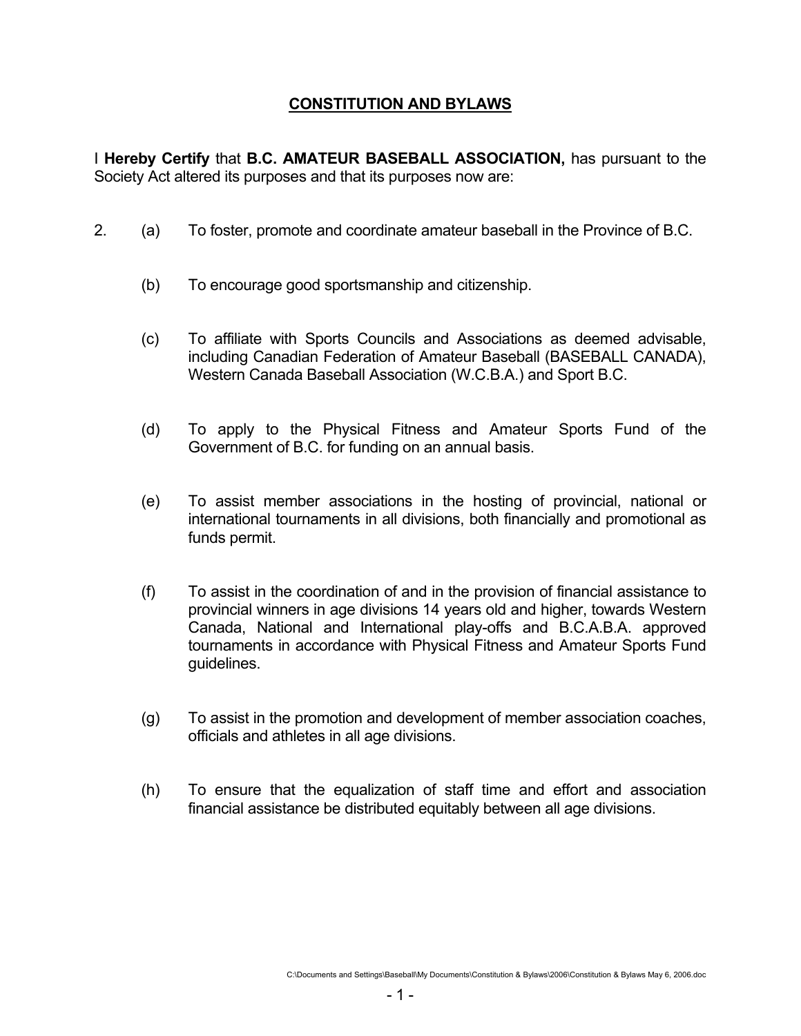# CONSTITUTION AND BYLAWS

I **Hereby Certify** that **B.C. AMATEUR BASEBALL ASSOCIATION,** has pursuant to the Society Act altered its purposes and that its purposes now are:

2. (a) To foster, promote and coordinate amateur baseball in the Province of B.C.

   (b) To encourage good sportsmanship and citizenship.

   (c) To affiliate with Sports Councils and Associations as deemed advisable, including Canadian Federation of Amateur Baseball (BASEBALL CANADA), Western Canada Baseball Association (W.C.B.A.) and Sport B.C.

   (d) To apply to the Physical Fitness and Amateur Sports Fund of the Government of B.C. for funding on an annual basis.

   (e) To assist member associations in the hosting of provincial, national or international tournaments in all divisions, both financially and promotional as funds permit.

   (f) To assist in the coordination of and in the provision of financial assistance to provincial winners in age divisions 14 years old and higher, towards Western Canada, National and International play-offs and B.C.A.B.A. approved tournaments in accordance with Physical Fitness and Amateur Sports Fund guidelines.

   (g) To assist in the promotion and development of member association coaches, officials and athletes in all age divisions.

   (h) To ensure that the equalization of staff time and effort and association financial assistance be distributed equitably between all age divisions.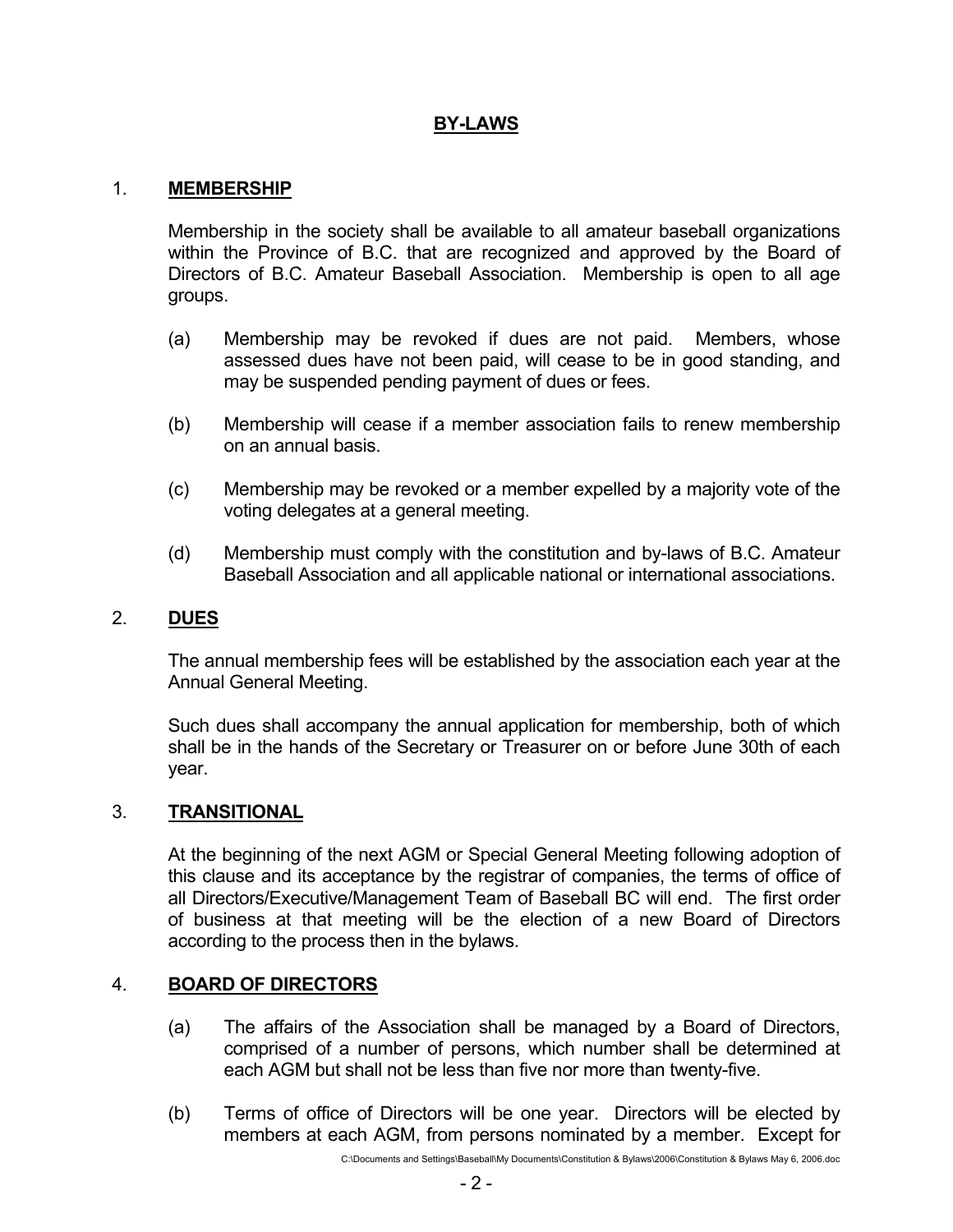# BY-LAWS

## 1. MEMBERSHIP

Membership in the society shall be available to all amateur baseball organizations within the Province of B.C. that are recognized and approved by the Board of Directors of B.C. Amateur Baseball Association. Membership is open to all age groups.

(a) Membership may be revoked if dues are not paid. Members, whose assessed dues have not been paid, will cease to be in good standing, and may be suspended pending payment of dues or fees.

(b) Membership will cease if a member association fails to renew membership on an annual basis.

(c) Membership may be revoked or a member expelled by a majority vote of the voting delegates at a general meeting.

(d) Membership must comply with the constitution and by-laws of B.C. Amateur Baseball Association and all applicable national or international associations.

## 2. DUES

The annual membership fees will be established by the association each year at the Annual General Meeting.

Such dues shall accompany the annual application for membership, both of which shall be in the hands of the Secretary or Treasurer on or before June 30th of each year.

## 3. TRANSITIONAL

At the beginning of the next AGM or Special General Meeting following adoption of this clause and its acceptance by the registrar of companies, the terms of office of all Directors/Executive/Management Team of Baseball BC will end. The first order of business at that meeting will be the election of a new Board of Directors according to the process then in the bylaws.

## 4. BOARD OF DIRECTORS

(a) The affairs of the Association shall be managed by a Board of Directors, comprised of a number of persons, which number shall be determined at each AGM but shall not be less than five nor more than twenty-five.

(b) Terms of office of Directors will be one year. Directors will be elected by members at each AGM, from persons nominated by a member. Except for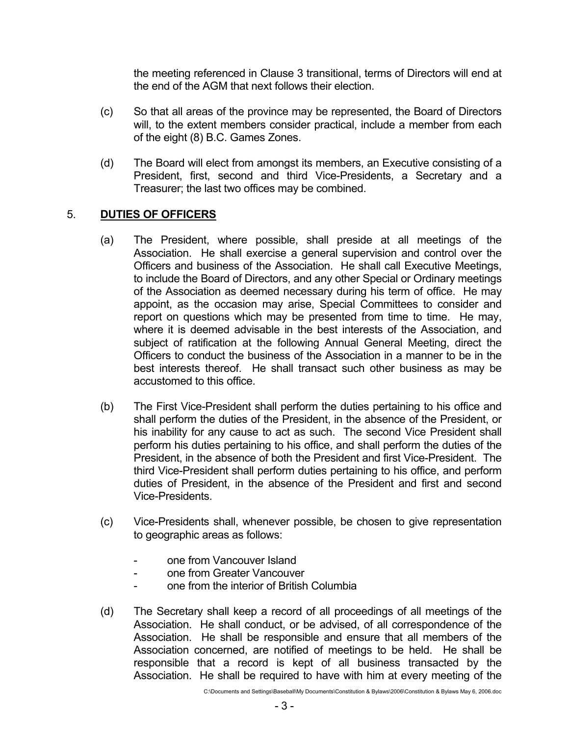the meeting referenced in Clause 3 transitional, terms of Directors will end at the end of the AGM that next follows their election.

(c) So that all areas of the province may be represented, the Board of Directors will, to the extent members consider practical, include a member from each of the eight (8) B.C. Games Zones.

(d) The Board will elect from amongst its members, an Executive consisting of a President, first, second and third Vice-Presidents, a Secretary and a Treasurer; the last two offices may be combined.

## 5. **DUTIES OF OFFICERS**

(a) The President, where possible, shall preside at all meetings of the Association. He shall exercise a general supervision and control over the Officers and business of the Association. He shall call Executive Meetings, to include the Board of Directors, and any other Special or Ordinary meetings of the Association as deemed necessary during his term of office. He may appoint, as the occasion may arise, Special Committees to consider and report on questions which may be presented from time to time. He may, where it is deemed advisable in the best interests of the Association, and subject of ratification at the following Annual General Meeting, direct the Officers to conduct the business of the Association in a manner to be in the best interests thereof. He shall transact such other business as may be accustomed to this office.

(b) The First Vice-President shall perform the duties pertaining to his office and shall perform the duties of the President, in the absence of the President, or his inability for any cause to act as such. The second Vice President shall perform his duties pertaining to his office, and shall perform the duties of the President, in the absence of both the President and first Vice-President. The third Vice-President shall perform duties pertaining to his office, and perform duties of President, in the absence of the President and first and second Vice-Presidents.

(c) Vice-Presidents shall, whenever possible, be chosen to give representation to geographic areas as follows:

- one from Vancouver Island
- one from Greater Vancouver
- one from the interior of British Columbia

(d) The Secretary shall keep a record of all proceedings of all meetings of the Association. He shall conduct, or be advised, of all correspondence of the Association. He shall be responsible and ensure that all members of the Association concerned, are notified of meetings to be held. He shall be responsible that a record is kept of all business transacted by the Association. He shall be required to have with him at every meeting of the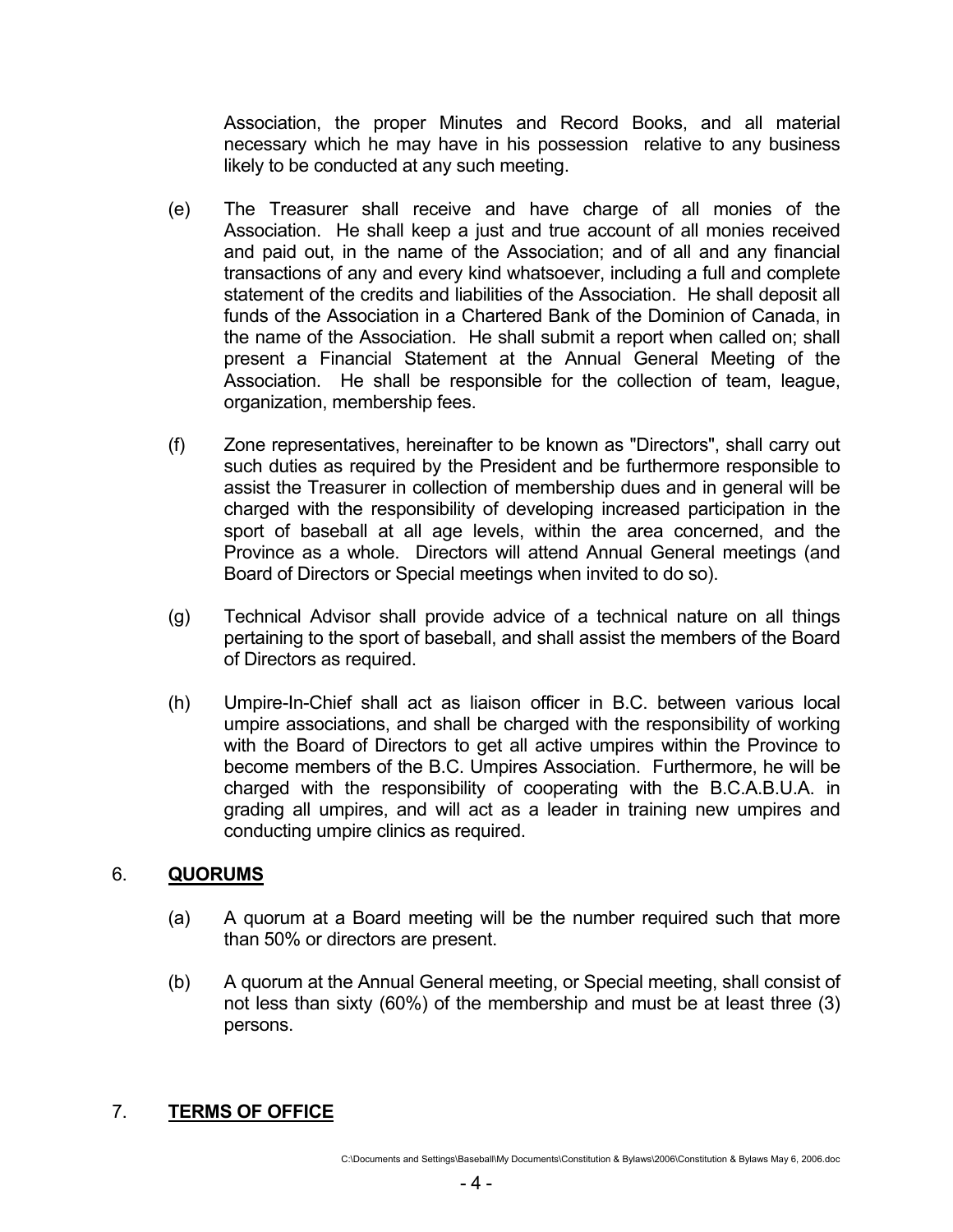Association, the proper Minutes and Record Books, and all material necessary which he may have in his possession relative to any business likely to be conducted at any such meeting.

(e) The Treasurer shall receive and have charge of all monies of the Association. He shall keep a just and true account of all monies received and paid out, in the name of the Association; and of all and any financial transactions of any and every kind whatsoever, including a full and complete statement of the credits and liabilities of the Association. He shall deposit all funds of the Association in a Chartered Bank of the Dominion of Canada, in the name of the Association. He shall submit a report when called on; shall present a Financial Statement at the Annual General Meeting of the Association. He shall be responsible for the collection of team, league, organization, membership fees.

(f) Zone representatives, hereinafter to be known as "Directors", shall carry out such duties as required by the President and be furthermore responsible to assist the Treasurer in collection of membership dues and in general will be charged with the responsibility of developing increased participation in the sport of baseball at all age levels, within the area concerned, and the Province as a whole. Directors will attend Annual General meetings (and Board of Directors or Special meetings when invited to do so).

(g) Technical Advisor shall provide advice of a technical nature on all things pertaining to the sport of baseball, and shall assist the members of the Board of Directors as required.

(h) Umpire-In-Chief shall act as liaison officer in B.C. between various local umpire associations, and shall be charged with the responsibility of working with the Board of Directors to get all active umpires within the Province to become members of the B.C. Umpires Association. Furthermore, he will be charged with the responsibility of cooperating with the B.C.A.B.U.A. in grading all umpires, and will act as a leader in training new umpires and conducting umpire clinics as required.

## 6. **QUORUMS**

(a) A quorum at a Board meeting will be the number required such that more than 50% or directors are present.

(b) A quorum at the Annual General meeting, or Special meeting, shall consist of not less than sixty (60%) of the membership and must be at least three (3) persons.

## 7. **TERMS OF OFFICE**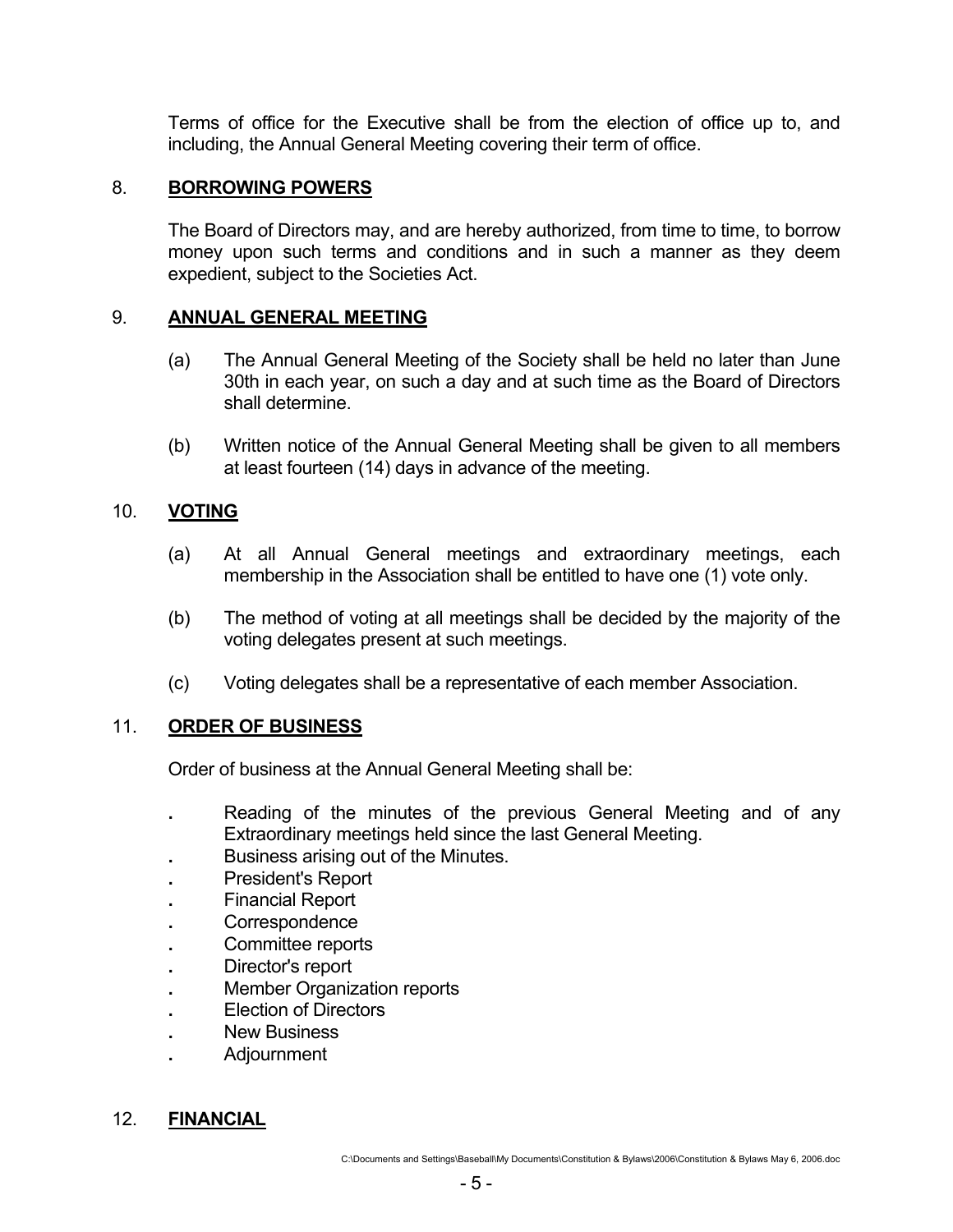Terms of office for the Executive shall be from the election of office up to, and including, the Annual General Meeting covering their term of office.

## 8. **BORROWING POWERS**

The Board of Directors may, and are hereby authorized, from time to time, to borrow money upon such terms and conditions and in such a manner as they deem expedient, subject to the Societies Act.

## 9. **ANNUAL GENERAL MEETING**

(a) The Annual General Meeting of the Society shall be held no later than June 30th in each year, on such a day and at such time as the Board of Directors shall determine.

(b) Written notice of the Annual General Meeting shall be given to all members at least fourteen (14) days in advance of the meeting.

## 10. **VOTING**

(a) At all Annual General meetings and extraordinary meetings, each membership in the Association shall be entitled to have one (1) vote only.

(b) The method of voting at all meetings shall be decided by the majority of the voting delegates present at such meetings.

(c) Voting delegates shall be a representative of each member Association.

## 11. **ORDER OF BUSINESS**

Order of business at the Annual General Meeting shall be:

- Reading of the minutes of the previous General Meeting and of any Extraordinary meetings held since the last General Meeting.
- Business arising out of the Minutes.
- President's Report
- Financial Report
- Correspondence
- Committee reports
- Director's report
- Member Organization reports
- Election of Directors
- New Business
- Adjournment

## 12. **FINANCIAL**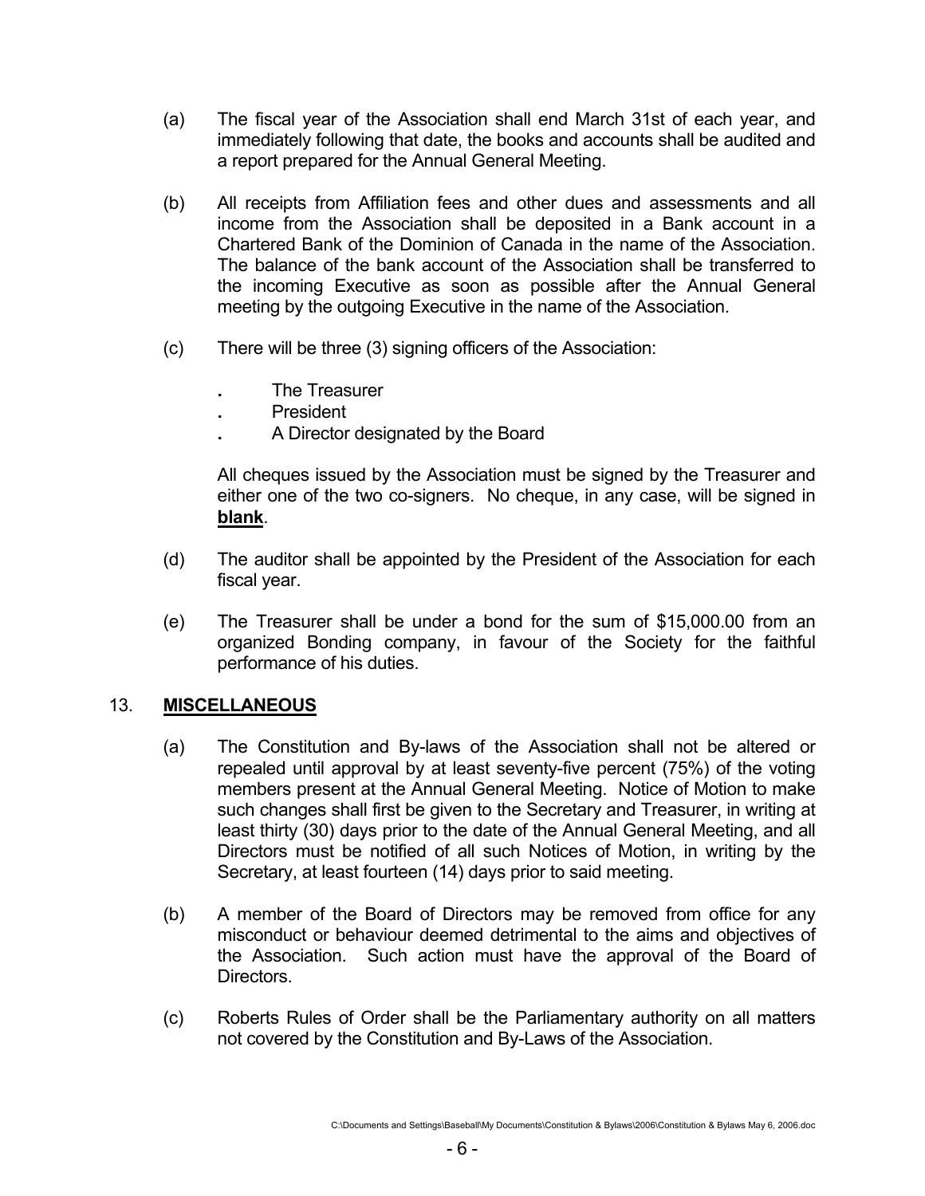(a) The fiscal year of the Association shall end March 31st of each year, and immediately following that date, the books and accounts shall be audited and a report prepared for the Annual General Meeting.

(b) All receipts from Affiliation fees and other dues and assessments and all income from the Association shall be deposited in a Bank account in a Chartered Bank of the Dominion of Canada in the name of the Association. The balance of the bank account of the Association shall be transferred to the incoming Executive as soon as possible after the Annual General meeting by the outgoing Executive in the name of the Association.

(c) There will be three (3) signing officers of the Association:

- The Treasurer
- President
- A Director designated by the Board

All cheques issued by the Association must be signed by the Treasurer and either one of the two co-signers. No cheque, in any case, will be signed in **blank**.

(d) The auditor shall be appointed by the President of the Association for each fiscal year.

(e) The Treasurer shall be under a bond for the sum of $15,000.00 from an organized Bonding company, in favour of the Society for the faithful performance of his duties.

## 13. **MISCELLANEOUS**

(a) The Constitution and By-laws of the Association shall not be altered or repealed until approval by at least seventy-five percent (75%) of the voting members present at the Annual General Meeting. Notice of Motion to make such changes shall first be given to the Secretary and Treasurer, in writing at least thirty (30) days prior to the date of the Annual General Meeting, and all Directors must be notified of all such Notices of Motion, in writing by the Secretary, at least fourteen (14) days prior to said meeting.

(b) A member of the Board of Directors may be removed from office for any misconduct or behaviour deemed detrimental to the aims and objectives of the Association. Such action must have the approval of the Board of Directors.

(c) Roberts Rules of Order shall be the Parliamentary authority on all matters not covered by the Constitution and By-Laws of the Association.

C:\Documents and Settings\Baseball\My Documents\Constitution & Bylaws\2006\Constitution & Bylaws May 6, 2006.doc